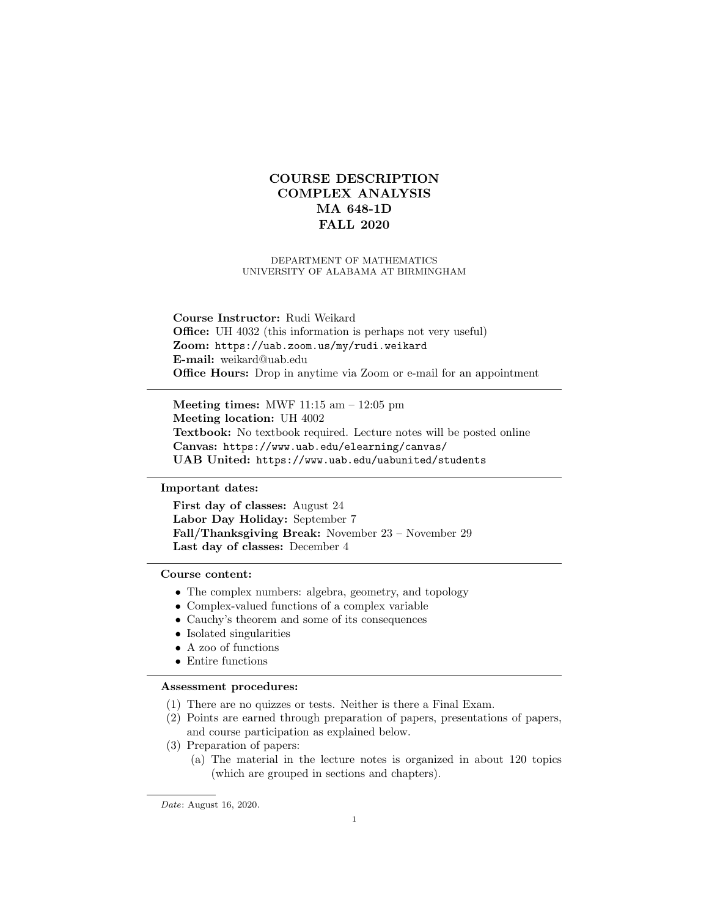# COURSE DESCRIPTION
# COMPLEX ANALYSIS
# MA 648-1D
# FALL 2020

DEPARTMENT OF MATHEMATICS
UNIVERSITY OF ALABAMA AT BIRMINGHAM

**Course Instructor:** Rudi Weikard
**Office:** UH 4032 (this information is perhaps not very useful)
**Zoom:** `https://uab.zoom.us/my/rudi.weikard`
**E-mail:** weikard@uab.edu
**Office Hours:** Drop in anytime via Zoom or e-mail for an appointment

---

**Meeting times:** MWF 11:15 am – 12:05 pm
**Meeting location:** UH 4002
**Textbook:** No textbook required. Lecture notes will be posted online
**Canvas:** `https://www.uab.edu/elearning/canvas/`
**UAB United:** `https://www.uab.edu/uabunited/students`

---

**Important dates:**

**First day of classes:** August 24
**Labor Day Holiday:** September 7
**Fall/Thanksgiving Break:** November 23 – November 29
**Last day of classes:** December 4

---

**Course content:**

- The complex numbers: algebra, geometry, and topology
- Complex-valued functions of a complex variable
- Cauchy's theorem and some of its consequences
- Isolated singularities
- A zoo of functions
- Entire functions

---

**Assessment procedures:**

(1) There are no quizzes or tests. Neither is there a Final Exam.
(2) Points are earned through preparation of papers, presentations of papers, and course participation as explained below.
(3) Preparation of papers:
  (a) The material in the lecture notes is organized in about 120 topics (which are grouped in sections and chapters).

*Date*: August 16, 2020.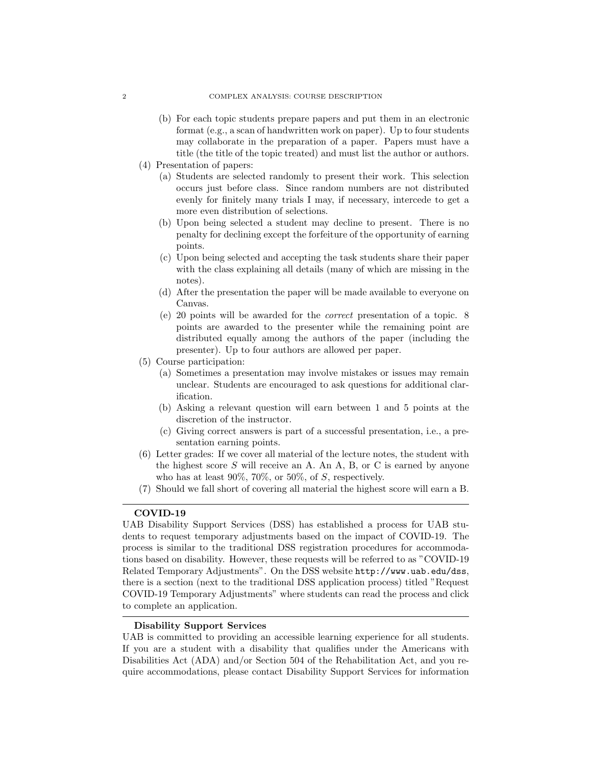(b) For each topic students prepare papers and put them in an electronic format (e.g., a scan of handwritten work on paper). Up to four students may collaborate in the preparation of a paper. Papers must have a title (the title of the topic treated) and must list the author or authors.

(4) Presentation of papers:
   (a) Students are selected randomly to present their work. This selection occurs just before class. Since random numbers are not distributed evenly for finitely many trials I may, if necessary, intercede to get a more even distribution of selections.
   (b) Upon being selected a student may decline to present. There is no penalty for declining except the forfeiture of the opportunity of earning points.
   (c) Upon being selected and accepting the task students share their paper with the class explaining all details (many of which are missing in the notes).
   (d) After the presentation the paper will be made available to everyone on Canvas.
   (e) 20 points will be awarded for the *correct* presentation of a topic. 8 points are awarded to the presenter while the remaining point are distributed equally among the authors of the paper (including the presenter). Up to four authors are allowed per paper.

(5) Course participation:
   (a) Sometimes a presentation may involve mistakes or issues may remain unclear. Students are encouraged to ask questions for additional clarification.
   (b) Asking a relevant question will earn between 1 and 5 points at the discretion of the instructor.
   (c) Giving correct answers is part of a successful presentation, i.e., a presentation earning points.

(6) Letter grades: If we cover all material of the lecture notes, the student with the highest score $S$ will receive an A. An A, B, or C is earned by anyone who has at least 90%, 70%, or 50%, of $S$, respectively.

(7) Should we fall short of covering all material the highest score will earn a B.

---

**COVID-19**

UAB Disability Support Services (DSS) has established a process for UAB students to request temporary adjustments based on the impact of COVID-19. The process is similar to the traditional DSS registration procedures for accommodations based on disability. However, these requests will be referred to as "COVID-19 Related Temporary Adjustments". On the DSS website `http://www.uab.edu/dss`, there is a section (next to the traditional DSS application process) titled "Request COVID-19 Temporary Adjustments" where students can read the process and click to complete an application.

---

**Disability Support Services**

UAB is committed to providing an accessible learning experience for all students. If you are a student with a disability that qualifies under the Americans with Disabilities Act (ADA) and/or Section 504 of the Rehabilitation Act, and you require accommodations, please contact Disability Support Services for information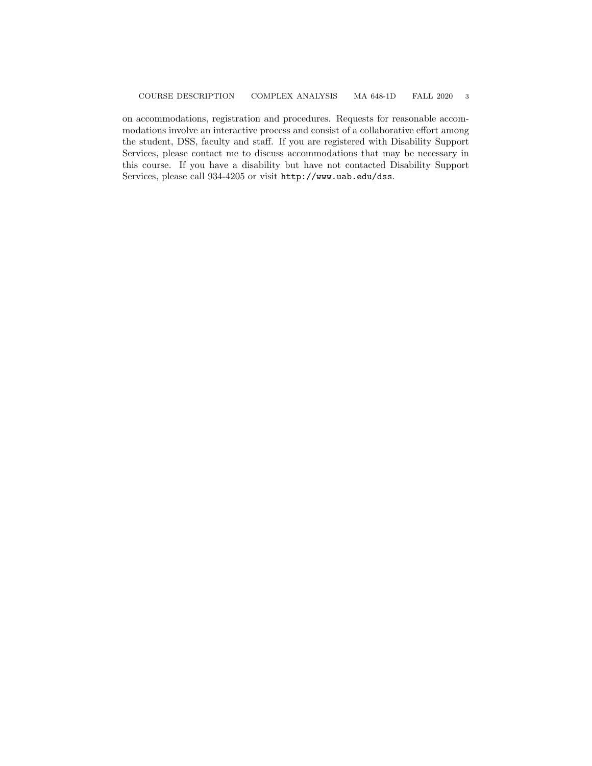on accommodations, registration and procedures. Requests for reasonable accommodations involve an interactive process and consist of a collaborative effort among the student, DSS, faculty and staff. If you are registered with Disability Support Services, please contact me to discuss accommodations that may be necessary in this course. If you have a disability but have not contacted Disability Support Services, please call 934-4205 or visit `http://www.uab.edu/dss`.